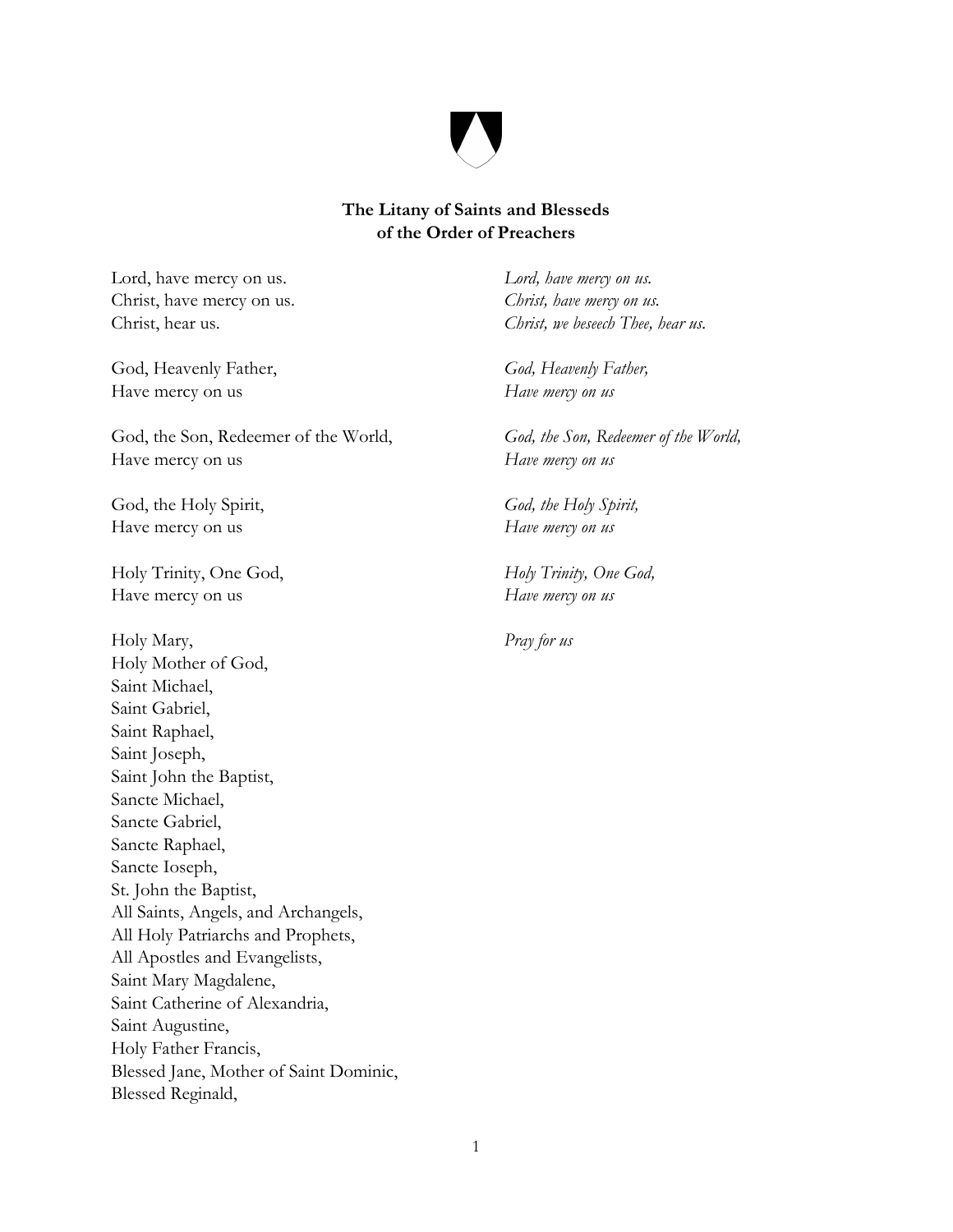**The Litany of Saints and Blesseds of the Order of Preachers**

Lord, have mercy on us. *Lord, have mercy on us.*
Christ, have mercy on us. *Christ, have mercy on us.*
Christ, hear us. *Christ, we beseech Thee, hear us.*

God, Heavenly Father, *God, Heavenly Father,*
Have mercy on us *Have mercy on us*

God, the Son, Redeemer of the World, *God, the Son, Redeemer of the World,*
Have mercy on us *Have mercy on us*

God, the Holy Spirit, *God, the Holy Spirit,*
Have mercy on us *Have mercy on us*

Holy Trinity, One God, *Holy Trinity, One God,*
Have mercy on us *Have mercy on us*

Holy Mary, *Pray for us*
Holy Mother of God,
Saint Michael,
Saint Gabriel,
Saint Raphael,
Saint Joseph,
Saint John the Baptist,
Sancte Michael,
Sancte Gabriel,
Sancte Raphael,
Sancte Ioseph,
St. John the Baptist,
All Saints, Angels, and Archangels,
All Holy Patriarchs and Prophets,
All Apostles and Evangelists,
Saint Mary Magdalene,
Saint Catherine of Alexandria,
Saint Augustine,
Holy Father Francis,
Blessed Jane, Mother of Saint Dominic,
Blessed Reginald,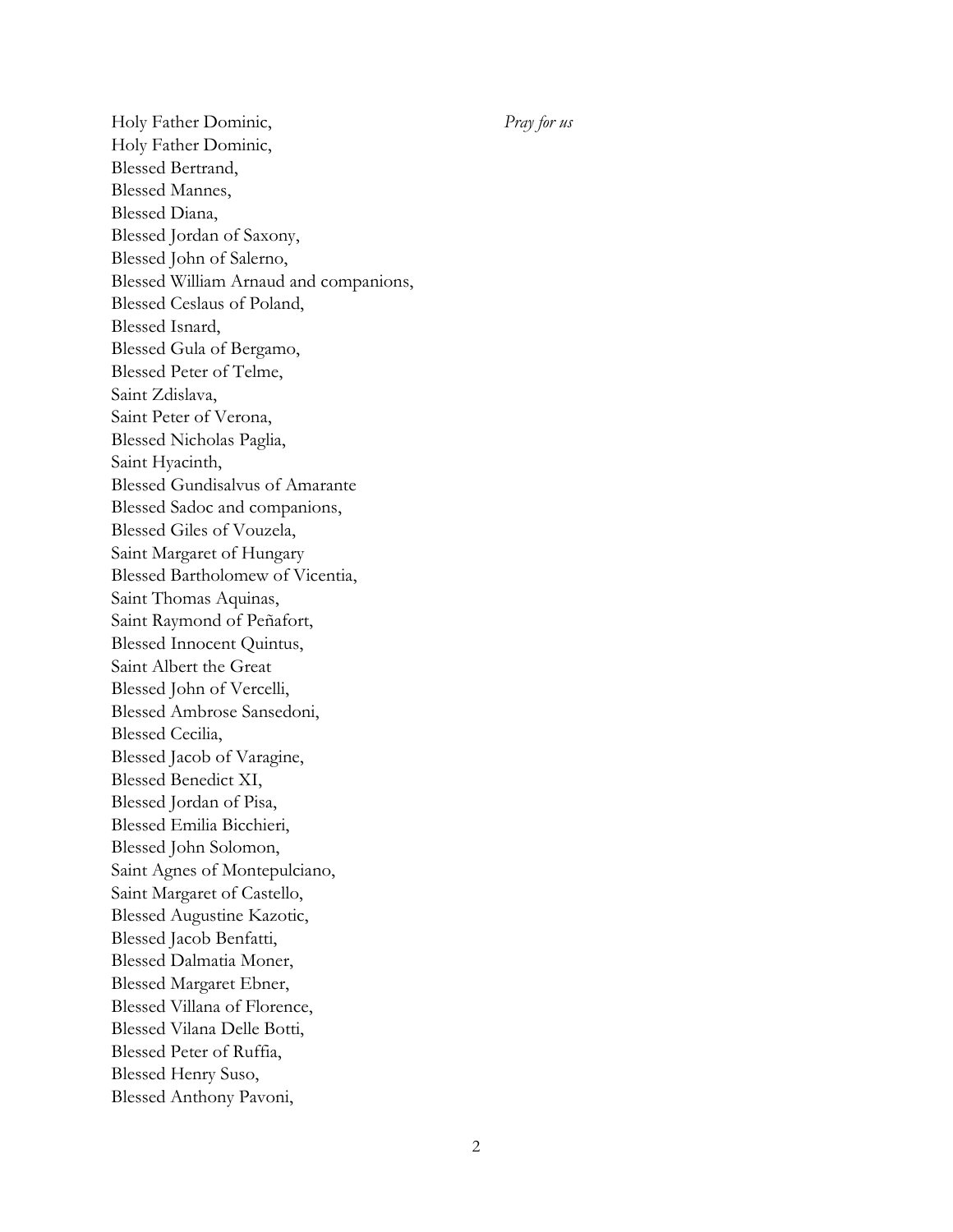Holy Father Dominic, *Pray for us*
Holy Father Dominic,
Blessed Bertrand,
Blessed Mannes,
Blessed Diana,
Blessed Jordan of Saxony,
Blessed John of Salerno,
Blessed William Arnaud and companions,
Blessed Ceslaus of Poland,
Blessed Isnard,
Blessed Gula of Bergamo,
Blessed Peter of Telme,
Saint Zdislava,
Saint Peter of Verona,
Blessed Nicholas Paglia,
Saint Hyacinth,
Blessed Gundisalvus of Amarante
Blessed Sadoc and companions,
Blessed Giles of Vouzela,
Saint Margaret of Hungary
Blessed Bartholomew of Vicentia,
Saint Thomas Aquinas,
Saint Raymond of Peñafort,
Blessed Innocent Quintus,
Saint Albert the Great
Blessed John of Vercelli,
Blessed Ambrose Sansedoni,
Blessed Cecilia,
Blessed Jacob of Varagine,
Blessed Benedict XI,
Blessed Jordan of Pisa,
Blessed Emilia Bicchieri,
Blessed John Solomon,
Saint Agnes of Montepulciano,
Saint Margaret of Castello,
Blessed Augustine Kazotic,
Blessed Jacob Benfatti,
Blessed Dalmatia Moner,
Blessed Margaret Ebner,
Blessed Villana of Florence,
Blessed Vilana Delle Botti,
Blessed Peter of Ruffia,
Blessed Henry Suso,
Blessed Anthony Pavoni,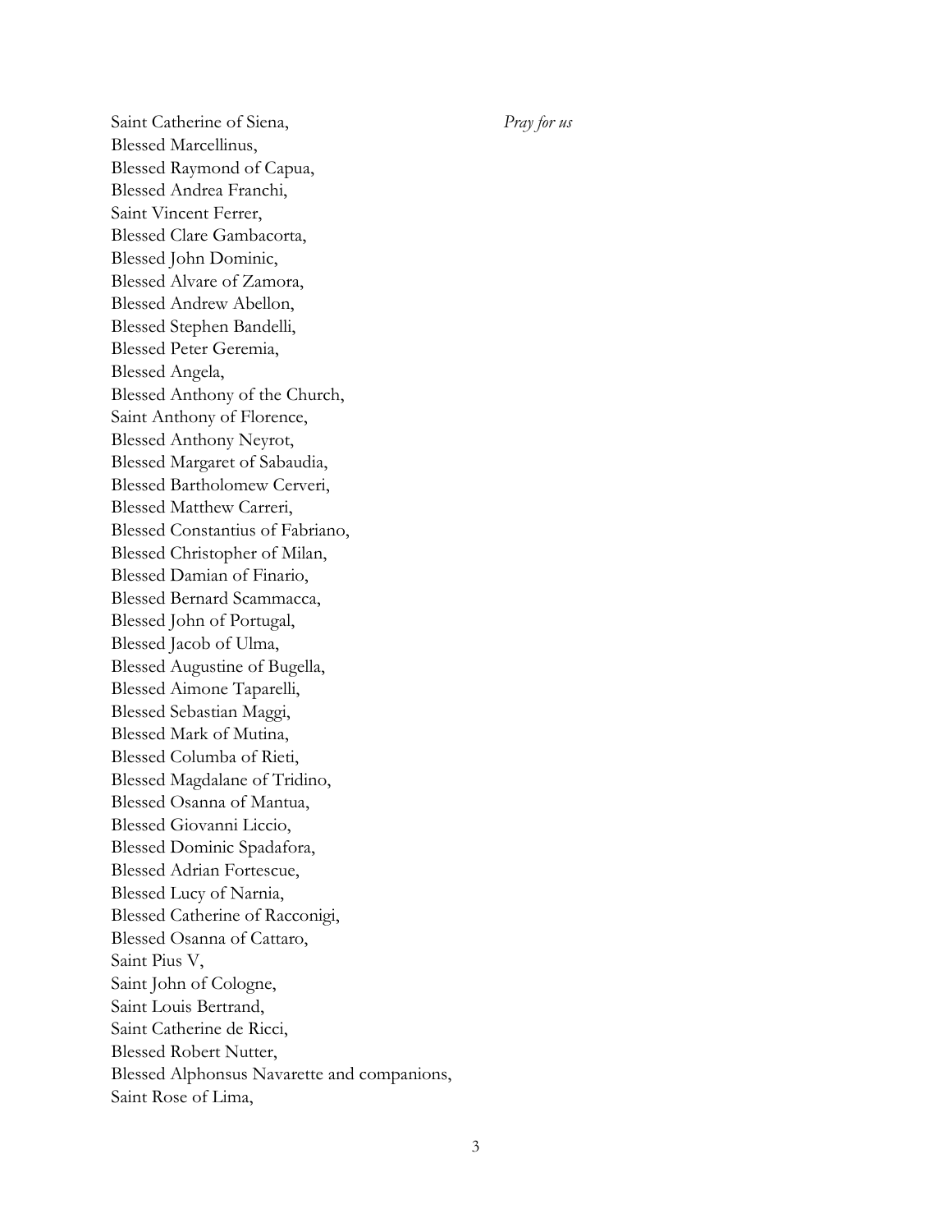Saint Catherine of Siena, *Pray for us*
Blessed Marcellinus,
Blessed Raymond of Capua,
Blessed Andrea Franchi,
Saint Vincent Ferrer,
Blessed Clare Gambacorta,
Blessed John Dominic,
Blessed Alvare of Zamora,
Blessed Andrew Abellon,
Blessed Stephen Bandelli,
Blessed Peter Geremia,
Blessed Angela,
Blessed Anthony of the Church,
Saint Anthony of Florence,
Blessed Anthony Neyrot,
Blessed Margaret of Sabaudia,
Blessed Bartholomew Cerveri,
Blessed Matthew Carreri,
Blessed Constantius of Fabriano,
Blessed Christopher of Milan,
Blessed Damian of Finario,
Blessed Bernard Scammacca,
Blessed John of Portugal,
Blessed Jacob of Ulma,
Blessed Augustine of Bugella,
Blessed Aimone Taparelli,
Blessed Sebastian Maggi,
Blessed Mark of Mutina,
Blessed Columba of Rieti,
Blessed Magdalane of Tridino,
Blessed Osanna of Mantua,
Blessed Giovanni Liccio,
Blessed Dominic Spadafora,
Blessed Adrian Fortescue,
Blessed Lucy of Narnia,
Blessed Catherine of Racconigi,
Blessed Osanna of Cattaro,
Saint Pius V,
Saint John of Cologne,
Saint Louis Bertrand,
Saint Catherine de Ricci,
Blessed Robert Nutter,
Blessed Alphonsus Navarette and companions,
Saint Rose of Lima,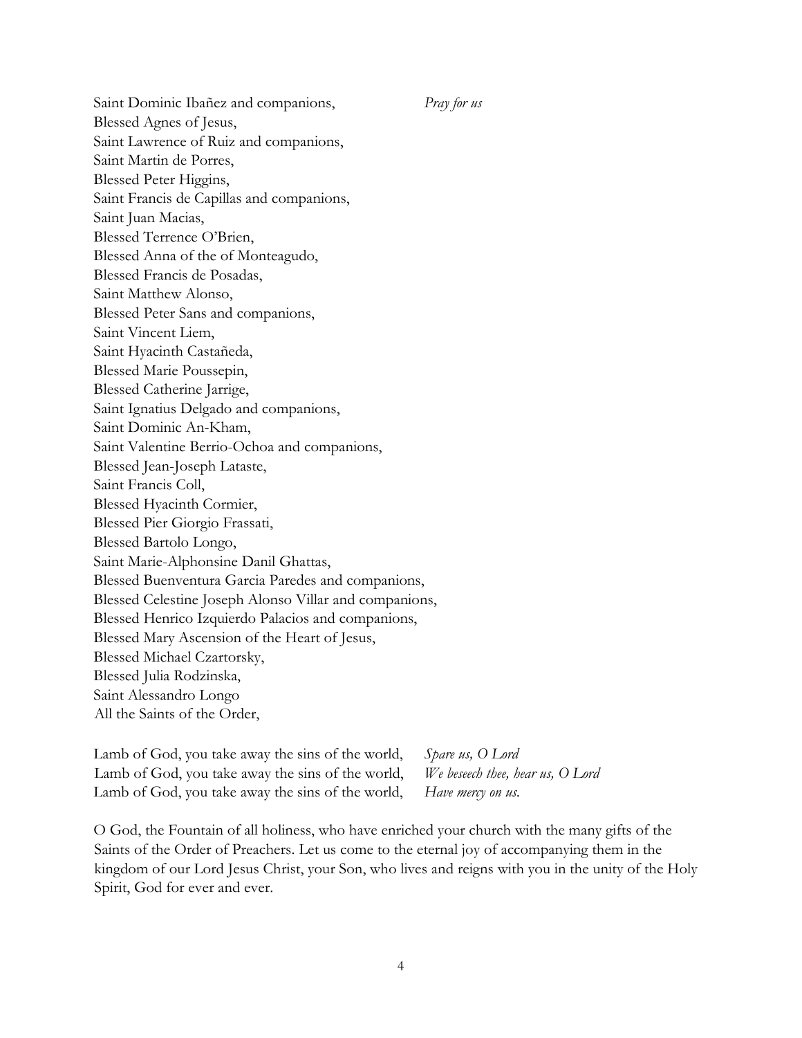Saint Dominic Ibañez and companions, *Pray for us*
Blessed Agnes of Jesus,
Saint Lawrence of Ruiz and companions,
Saint Martin de Porres,
Blessed Peter Higgins,
Saint Francis de Capillas and companions,
Saint Juan Macias,
Blessed Terrence O'Brien,
Blessed Anna of the of Monteagudo,
Blessed Francis de Posadas,
Saint Matthew Alonso,
Blessed Peter Sans and companions,
Saint Vincent Liem,
Saint Hyacinth Castañeda,
Blessed Marie Poussepin,
Blessed Catherine Jarrige,
Saint Ignatius Delgado and companions,
Saint Dominic An-Kham,
Saint Valentine Berrio-Ochoa and companions,
Blessed Jean-Joseph Lataste,
Saint Francis Coll,
Blessed Hyacinth Cormier,
Blessed Pier Giorgio Frassati,
Blessed Bartolo Longo,
Saint Marie-Alphonsine Danil Ghattas,
Blessed Buenventura Garcia Paredes and companions,
Blessed Celestine Joseph Alonso Villar and companions,
Blessed Henrico Izquierdo Palacios and companions,
Blessed Mary Ascension of the Heart of Jesus,
Blessed Michael Czartorsky,
Blessed Julia Rodzinska,
Saint Alessandro Longo
All the Saints of the Order,

Lamb of God, you take away the sins of the world, *Spare us, O Lord*
Lamb of God, you take away the sins of the world, *We beseech thee, hear us, O Lord*
Lamb of God, you take away the sins of the world, *Have mercy on us.*

O God, the Fountain of all holiness, who have enriched your church with the many gifts of the Saints of the Order of Preachers. Let us come to the eternal joy of accompanying them in the kingdom of our Lord Jesus Christ, your Son, who lives and reigns with you in the unity of the Holy Spirit, God for ever and ever.